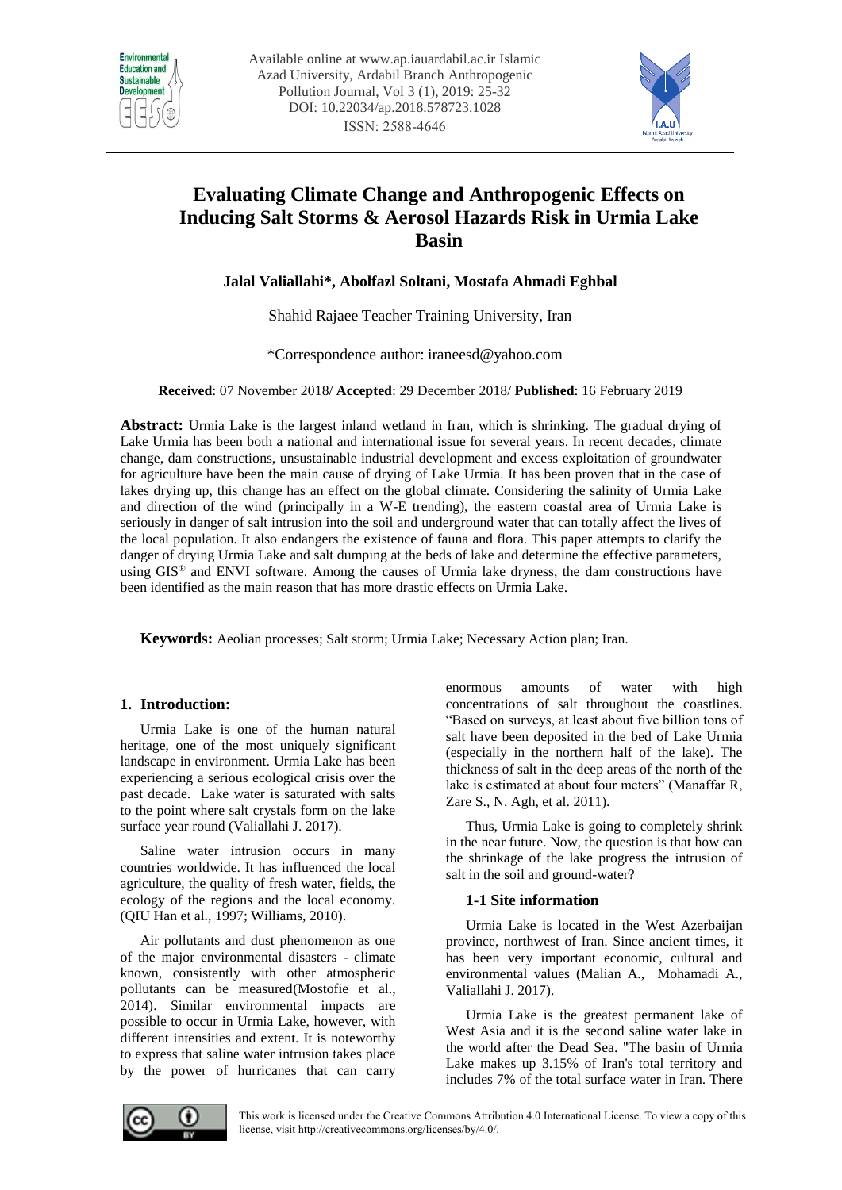# Evaluating Climate Change and Anthropogenic Effects on Inducing Salt Storms & Aerosol Hazards Risk in Urmia Lake Basin

**Jalal Valiallahi\*, Abolfazl Soltani, Mostafa Ahmadi Eghbal**

Shahid Rajaee Teacher Training University, Iran

\*Correspondence author: iraneesd@yahoo.com

**Received**: 07 November 2018/ **Accepted**: 29 December 2018/ **Published**: 16 February 2019

**Abstract:** Urmia Lake is the largest inland wetland in Iran, which is shrinking. The gradual drying of Lake Urmia has been both a national and international issue for several years. In recent decades, climate change, dam constructions, unsustainable industrial development and excess exploitation of groundwater for agriculture have been the main cause of drying of Lake Urmia. It has been proven that in the case of lakes drying up, this change has an effect on the global climate. Considering the salinity of Urmia Lake and direction of the wind (principally in a W-E trending), the eastern coastal area of Urmia Lake is seriously in danger of salt intrusion into the soil and underground water that can totally affect the lives of the local population. It also endangers the existence of fauna and flora. This paper attempts to clarify the danger of drying Urmia Lake and salt dumping at the beds of lake and determine the effective parameters, using GIS® and ENVI software. Among the causes of Urmia lake dryness, the dam constructions have been identified as the main reason that has more drastic effects on Urmia Lake.

**Keywords:** Aeolian processes; Salt storm; Urmia Lake; Necessary Action plan; Iran.

## 1. Introduction:

Urmia Lake is one of the human natural heritage, one of the most uniquely significant landscape in environment. Urmia Lake has been experiencing a serious ecological crisis over the past decade. Lake water is saturated with salts to the point where salt crystals form on the lake surface year round (Valiallahi J. 2017).

Saline water intrusion occurs in many countries worldwide. It has influenced the local agriculture, the quality of fresh water, fields, the ecology of the regions and the local economy. (QIU Han et al., 1997; Williams, 2010).

Air pollutants and dust phenomenon as one of the major environmental disasters - climate known, consistently with other atmospheric pollutants can be measured(Mostofie et al., 2014). Similar environmental impacts are possible to occur in Urmia Lake, however, with different intensities and extent. It is noteworthy to express that saline water intrusion takes place by the power of hurricanes that can carry enormous amounts of water with high concentrations of salt throughout the coastlines. "Based on surveys, at least about five billion tons of salt have been deposited in the bed of Lake Urmia (especially in the northern half of the lake). The thickness of salt in the deep areas of the north of the lake is estimated at about four meters" (Manaffar R, Zare S., N. Agh, et al. 2011).

Thus, Urmia Lake is going to completely shrink in the near future. Now, the question is that how can the shrinkage of the lake progress the intrusion of salt in the soil and ground-water?

### 1-1 Site information

Urmia Lake is located in the West Azerbaijan province, northwest of Iran. Since ancient times, it has been very important economic, cultural and environmental values (Malian A., Mohamadi A., Valiallahi J. 2017).

Urmia Lake is the greatest permanent lake of West Asia and it is the second saline water lake in the world after the Dead Sea. "The basin of Urmia Lake makes up 3.15% of Iran's total territory and includes 7% of the total surface water in Iran. There

This work is licensed under the Creative Commons Attribution 4.0 International License. To view a copy of this license, visit http://creativecommons.org/licenses/by/4.0/.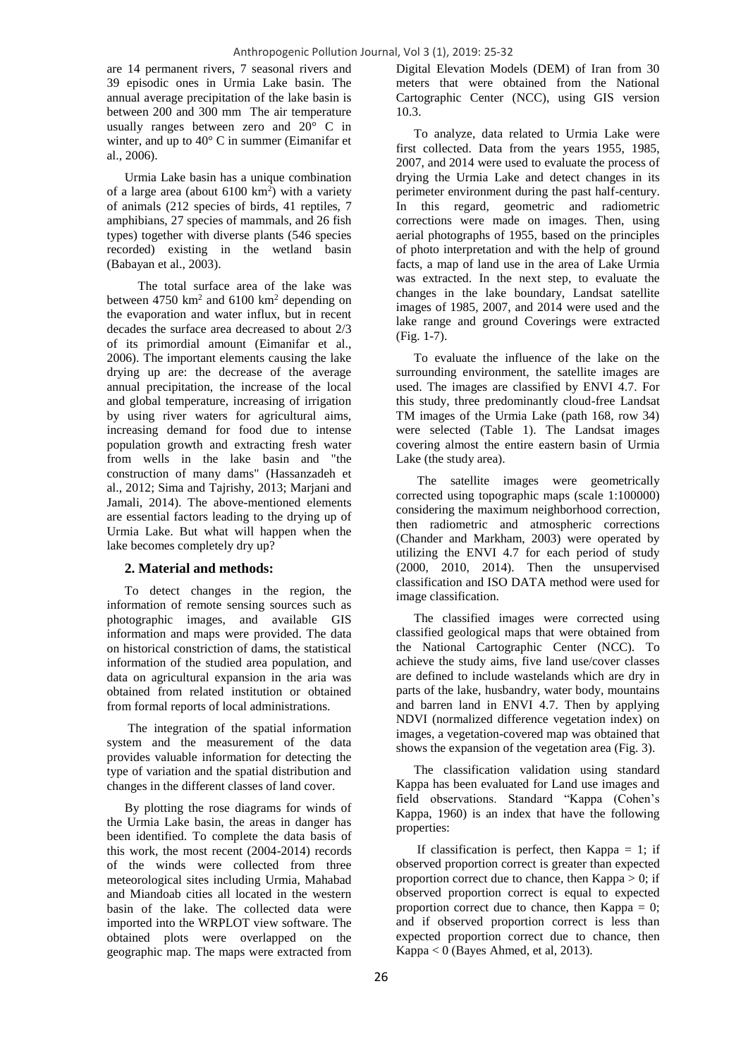are 14 permanent rivers, 7 seasonal rivers and 39 episodic ones in Urmia Lake basin. The annual average precipitation of the lake basin is between 200 and 300 mm The air temperature usually ranges between zero and 20° C in winter, and up to 40° C in summer (Eimanifar et al., 2006).

Urmia Lake basin has a unique combination of a large area (about 6100 km$^2$) with a variety of animals (212 species of birds, 41 reptiles, 7 amphibians, 27 species of mammals, and 26 fish types) together with diverse plants (546 species recorded) existing in the wetland basin (Babayan et al., 2003).

The total surface area of the lake was between 4750 km$^2$ and 6100 km$^2$ depending on the evaporation and water influx, but in recent decades the surface area decreased to about 2/3 of its primordial amount (Eimanifar et al., 2006). The important elements causing the lake drying up are: the decrease of the average annual precipitation, the increase of the local and global temperature, increasing of irrigation by using river waters for agricultural aims, increasing demand for food due to intense population growth and extracting fresh water from wells in the lake basin and "the construction of many dams" (Hassanzadeh et al., 2012; Sima and Tajrishy, 2013; Marjani and Jamali, 2014). The above-mentioned elements are essential factors leading to the drying up of Urmia Lake. But what will happen when the lake becomes completely dry up?

## 2. Material and methods:

To detect changes in the region, the information of remote sensing sources such as photographic images, and available GIS information and maps were provided. The data on historical constriction of dams, the statistical information of the studied area population, and data on agricultural expansion in the aria was obtained from related institution or obtained from formal reports of local administrations.

The integration of the spatial information system and the measurement of the data provides valuable information for detecting the type of variation and the spatial distribution and changes in the different classes of land cover.

By plotting the rose diagrams for winds of the Urmia Lake basin, the areas in danger has been identified. To complete the data basis of this work, the most recent (2004-2014) records of the winds were collected from three meteorological sites including Urmia, Mahabad and Miandoab cities all located in the western basin of the lake. The collected data were imported into the WRPLOT view software. The obtained plots were overlapped on the geographic map. The maps were extracted from Digital Elevation Models (DEM) of Iran from 30 meters that were obtained from the National Cartographic Center (NCC), using GIS version 10.3.

To analyze, data related to Urmia Lake were first collected. Data from the years 1955, 1985, 2007, and 2014 were used to evaluate the process of drying the Urmia Lake and detect changes in its perimeter environment during the past half-century. In this regard, geometric and radiometric corrections were made on images. Then, using aerial photographs of 1955, based on the principles of photo interpretation and with the help of ground facts, a map of land use in the area of Lake Urmia was extracted. In the next step, to evaluate the changes in the lake boundary, Landsat satellite images of 1985, 2007, and 2014 were used and the lake range and ground Coverings were extracted (Fig. 1-7).

To evaluate the influence of the lake on the surrounding environment, the satellite images are used. The images are classified by ENVI 4.7. For this study, three predominantly cloud-free Landsat TM images of the Urmia Lake (path 168, row 34) were selected (Table 1). The Landsat images covering almost the entire eastern basin of Urmia Lake (the study area).

The satellite images were geometrically corrected using topographic maps (scale 1:100000) considering the maximum neighborhood correction, then radiometric and atmospheric corrections (Chander and Markham, 2003) were operated by utilizing the ENVI 4.7 for each period of study (2000, 2010, 2014). Then the unsupervised classification and ISO DATA method were used for image classification.

The classified images were corrected using classified geological maps that were obtained from the National Cartographic Center (NCC). To achieve the study aims, five land use/cover classes are defined to include wastelands which are dry in parts of the lake, husbandry, water body, mountains and barren land in ENVI 4.7. Then by applying NDVI (normalized difference vegetation index) on images, a vegetation-covered map was obtained that shows the expansion of the vegetation area (Fig. 3).

The classification validation using standard Kappa has been evaluated for Land use images and field observations. Standard "Kappa (Cohen's Kappa, 1960) is an index that have the following properties:

If classification is perfect, then Kappa = 1; if observed proportion correct is greater than expected proportion correct due to chance, then Kappa > 0; if observed proportion correct is equal to expected proportion correct due to chance, then Kappa = 0; and if observed proportion correct is less than expected proportion correct due to chance, then Kappa < 0 (Bayes Ahmed, et al, 2013).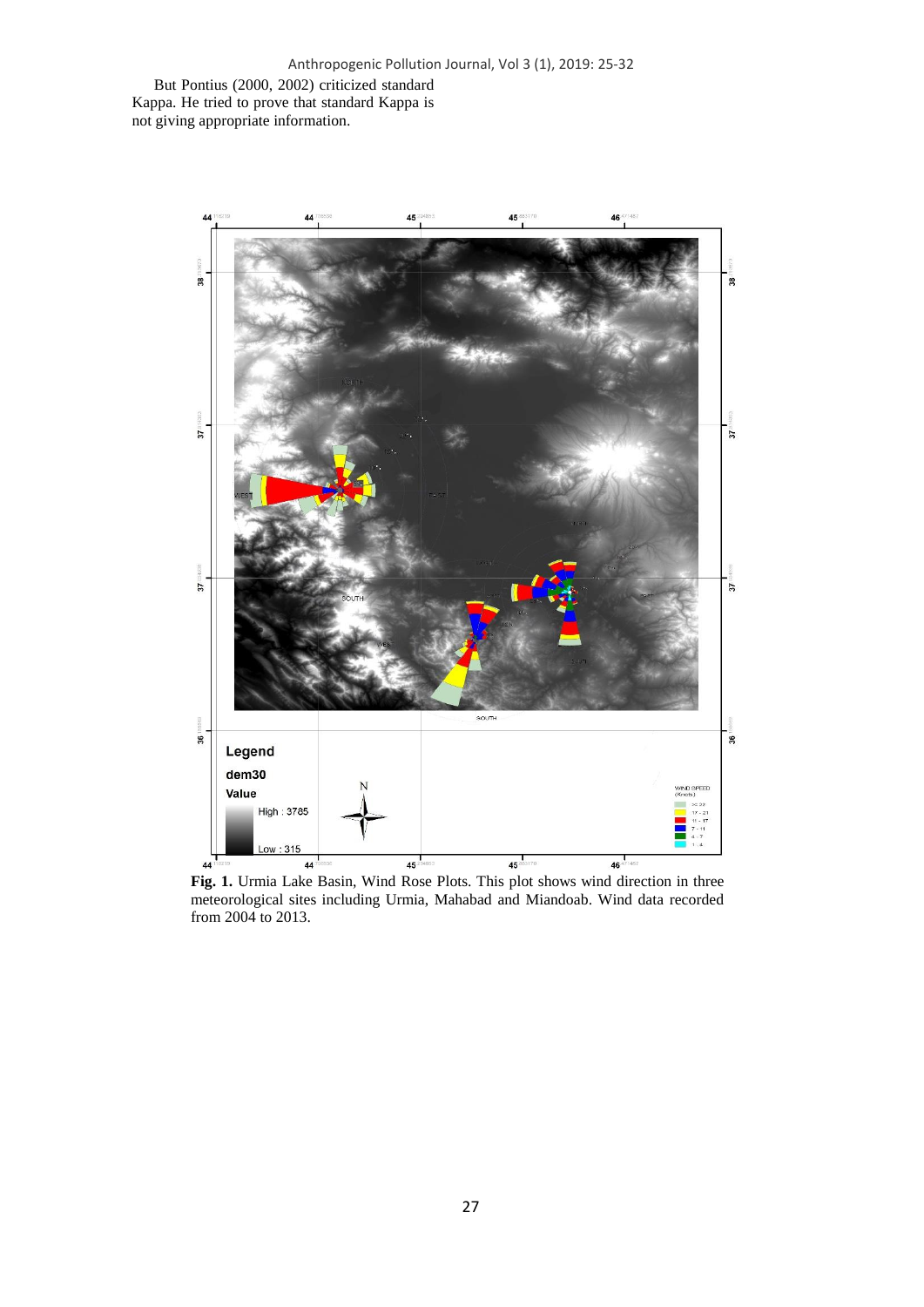But Pontius (2000, 2002) criticized standard Kappa. He tried to prove that standard Kappa is not giving appropriate information.

**Fig. 1.** Urmia Lake Basin, Wind Rose Plots. This plot shows wind direction in three meteorological sites including Urmia, Mahabad and Miandoab. Wind data recorded from 2004 to 2013.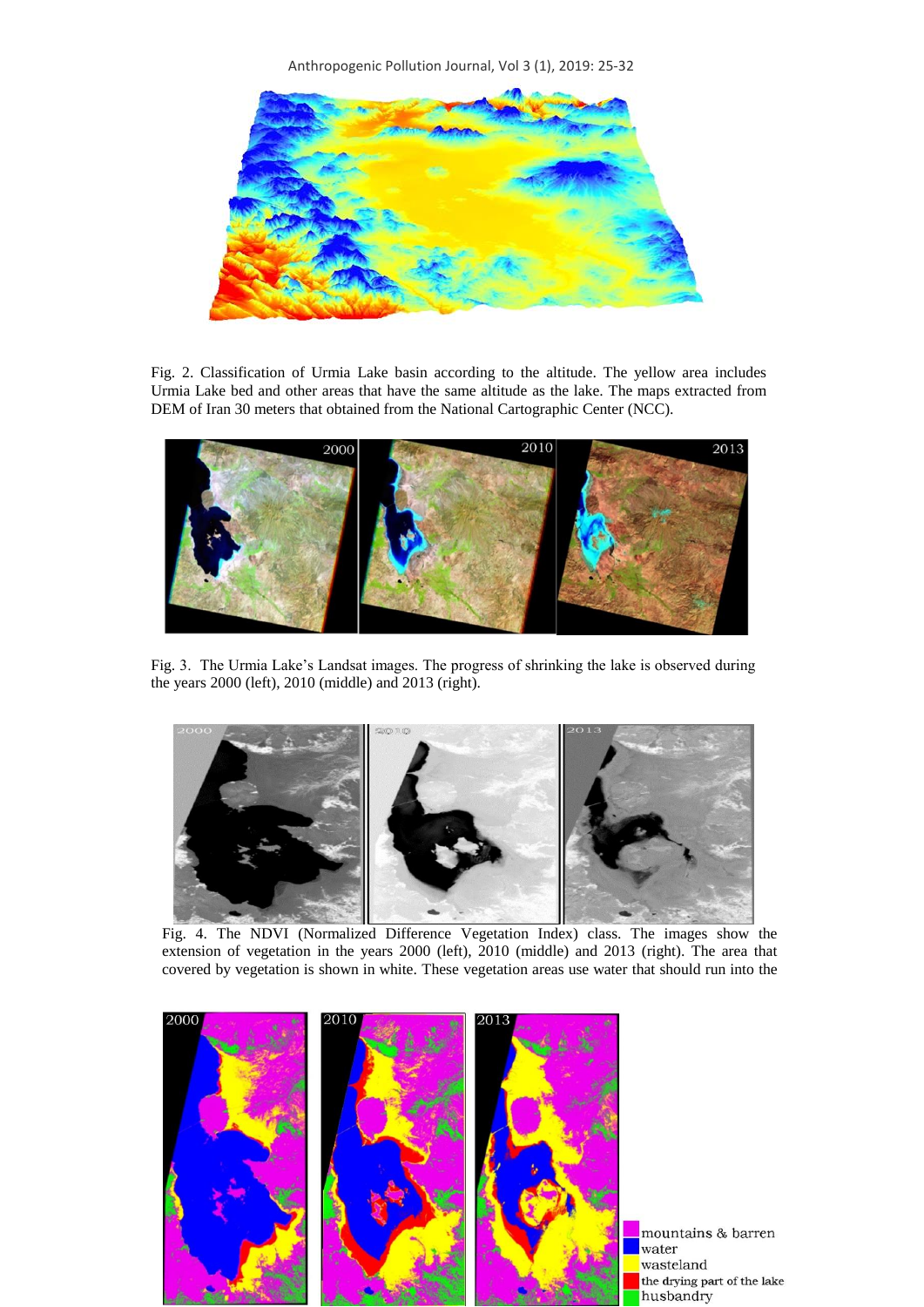Fig. 2. Classification of Urmia Lake basin according to the altitude. The yellow area includes Urmia Lake bed and other areas that have the same altitude as the lake. The maps extracted from DEM of Iran 30 meters that obtained from the National Cartographic Center (NCC).

Fig. 3. The Urmia Lake's Landsat images. The progress of shrinking the lake is observed during the years 2000 (left), 2010 (middle) and 2013 (right).

Fig. 4. The NDVI (Normalized Difference Vegetation Index) class. The images show the extension of vegetation in the years 2000 (left), 2010 (middle) and 2013 (right). The area that covered by vegetation is shown in white. These vegetation areas use water that should run into the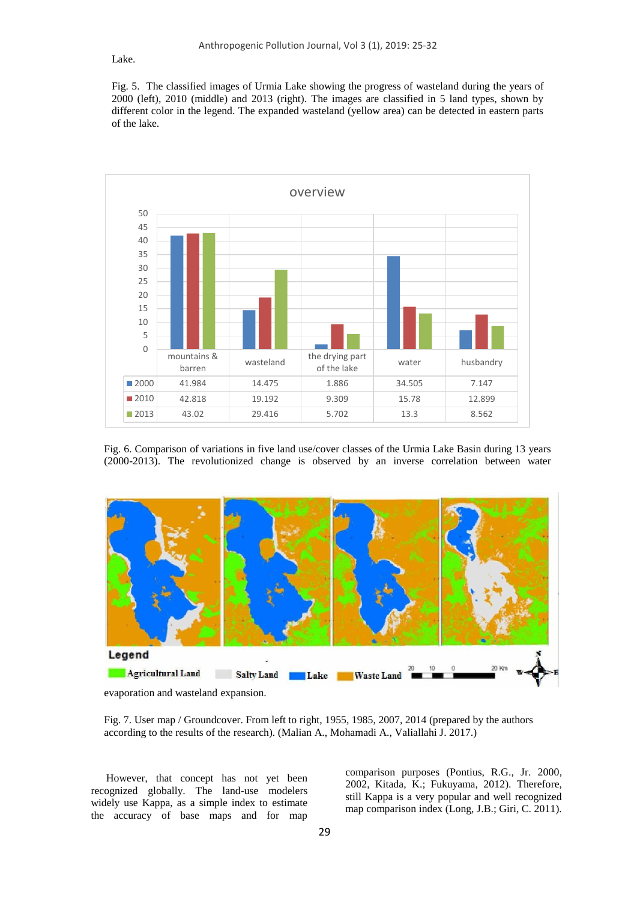Lake.

Fig. 5. The classified images of Urmia Lake showing the progress of wasteland during the years of 2000 (left), 2010 (middle) and 2013 (right). The images are classified in 5 land types, shown by different color in the legend. The expanded wasteland (yellow area) can be detected in eastern parts of the lake.

| | mountains & barren | wasteland | the drying part of the lake | water | husbandry |
|---|---|---|---|---|---|
| 2000 | 41.984 | 14.475 | 1.886 | 34.505 | 7.147 |
| 2010 | 42.818 | 19.192 | 9.309 | 15.78 | 12.899 |
| 2013 | 43.02 | 29.416 | 5.702 | 13.3 | 8.562 |

Fig. 6. Comparison of variations in five land use/cover classes of the Urmia Lake Basin during 13 years (2000-2013). The revolutionized change is observed by an inverse correlation between water evaporation and wasteland expansion.

Fig. 7. User map / Groundcover. From left to right, 1955, 1985, 2007, 2014 (prepared by the authors according to the results of the research). (Malian A., Mohamadi A., Valiallahi J. 2017.)

However, that concept has not yet been recognized globally. The land-use modelers widely use Kappa, as a simple index to estimate the accuracy of base maps and for map comparison purposes (Pontius, R.G., Jr. 2000, 2002, Kitada, K.; Fukuyama, 2012). Therefore, still Kappa is a very popular and well recognized map comparison index (Long, J.B.; Giri, C. 2011).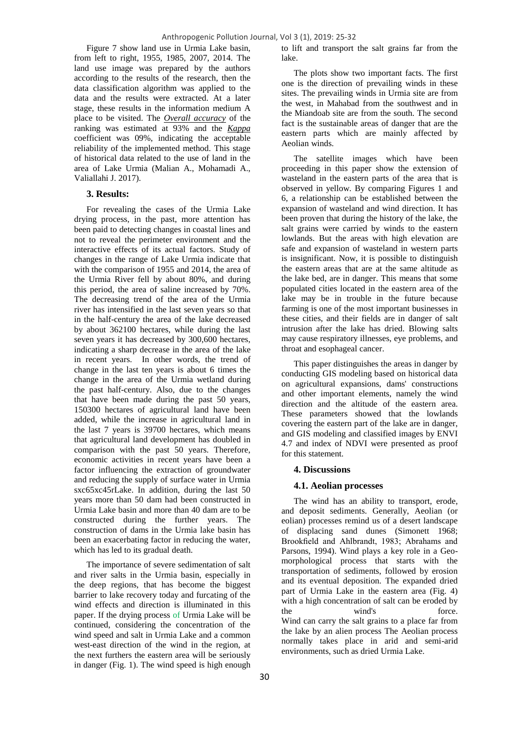Figure 7 show land use in Urmia Lake basin, from left to right, 1955, 1985, 2007, 2014. The land use image was prepared by the authors according to the results of the research, then the data classification algorithm was applied to the data and the results were extracted. At a later stage, these results in the information medium A place to be visited. The ***Overall accuracy*** of the ranking was estimated at 93% and the ***Kappa*** coefficient was 09%, indicating the acceptable reliability of the implemented method. This stage of historical data related to the use of land in the area of Lake Urmia (Malian A., Mohamadi A., Valiallahi J. 2017).

## 3. Results:

For revealing the cases of the Urmia Lake drying process, in the past, more attention has been paid to detecting changes in coastal lines and not to reveal the perimeter environment and the interactive effects of its actual factors. Study of changes in the range of Lake Urmia indicate that with the comparison of 1955 and 2014, the area of the Urmia River fell by about 80%, and during this period, the area of saline increased by 70%. The decreasing trend of the area of the Urmia river has intensified in the last seven years so that in the half-century the area of the lake decreased by about 362100 hectares, while during the last seven years it has decreased by 300,600 hectares, indicating a sharp decrease in the area of the lake in recent years. In other words, the trend of change in the last ten years is about 6 times the change in the area of the Urmia wetland during the past half-century. Also, due to the changes that have been made during the past 50 years, 150300 hectares of agricultural land have been added, while the increase in agricultural land in the last 7 years is 39700 hectares, which means that agricultural land development has doubled in comparison with the past 50 years. Therefore, economic activities in recent years have been a factor influencing the extraction of groundwater and reducing the supply of surface water in Urmia sxc65xc45rLake. In addition, during the last 50 years more than 50 dam had been constructed in Urmia Lake basin and more than 40 dam are to be constructed during the further years. The construction of dams in the Urmia lake basin has been an exacerbating factor in reducing the water, which has led to its gradual death.

The importance of severe sedimentation of salt and river salts in the Urmia basin, especially in the deep regions, that has become the biggest barrier to lake recovery today and furcating of the wind effects and direction is illuminated in this paper. If the drying process of Urmia Lake will be continued, considering the concentration of the wind speed and salt in Urmia Lake and a common west-east direction of the wind in the region, at the next furthers the eastern area will be seriously in danger (Fig. 1). The wind speed is high enough to lift and transport the salt grains far from the lake.

The plots show two important facts. The first one is the direction of prevailing winds in these sites. The prevailing winds in Urmia site are from the west, in Mahabad from the southwest and in the Miandoab site are from the south. The second fact is the sustainable areas of danger that are the eastern parts which are mainly affected by Aeolian winds.

The satellite images which have been proceeding in this paper show the extension of wasteland in the eastern parts of the area that is observed in yellow. By comparing Figures 1 and 6, a relationship can be established between the expansion of wasteland and wind direction. It has been proven that during the history of the lake, the salt grains were carried by winds to the eastern lowlands. But the areas with high elevation are safe and expansion of wasteland in western parts is insignificant. Now, it is possible to distinguish the eastern areas that are at the same altitude as the lake bed, are in danger. This means that some populated cities located in the eastern area of the lake may be in trouble in the future because farming is one of the most important businesses in these cities, and their fields are in danger of salt intrusion after the lake has dried. Blowing salts may cause respiratory illnesses, eye problems, and throat and esophageal cancer.

This paper distinguishes the areas in danger by conducting GIS modeling based on historical data on agricultural expansions, dams' constructions and other important elements, namely the wind direction and the altitude of the eastern area. These parameters showed that the lowlands covering the eastern part of the lake are in danger, and GIS modeling and classified images by ENVI 4.7 and index of NDVI were presented as proof for this statement.

## 4. Discussions

### 4.1. Aeolian processes

The wind has an ability to transport, erode, and deposit sediments. Generally, Aeolian (or eolian) processes remind us of a desert landscape of displacing sand dunes (Simonett 1968; Brookfield and Ahlbrandt, 1983; Abrahams and Parsons, 1994). Wind plays a key role in a Geo-morphological process that starts with the transportation of sediments, followed by erosion and its eventual deposition. The expanded dried part of Urmia Lake in the eastern area (Fig. 4) with a high concentration of salt can be eroded by the wind's force.
Wind can carry the salt grains to a place far from the lake by an alien process The Aeolian process normally takes place in arid and semi-arid environments, such as dried Urmia Lake.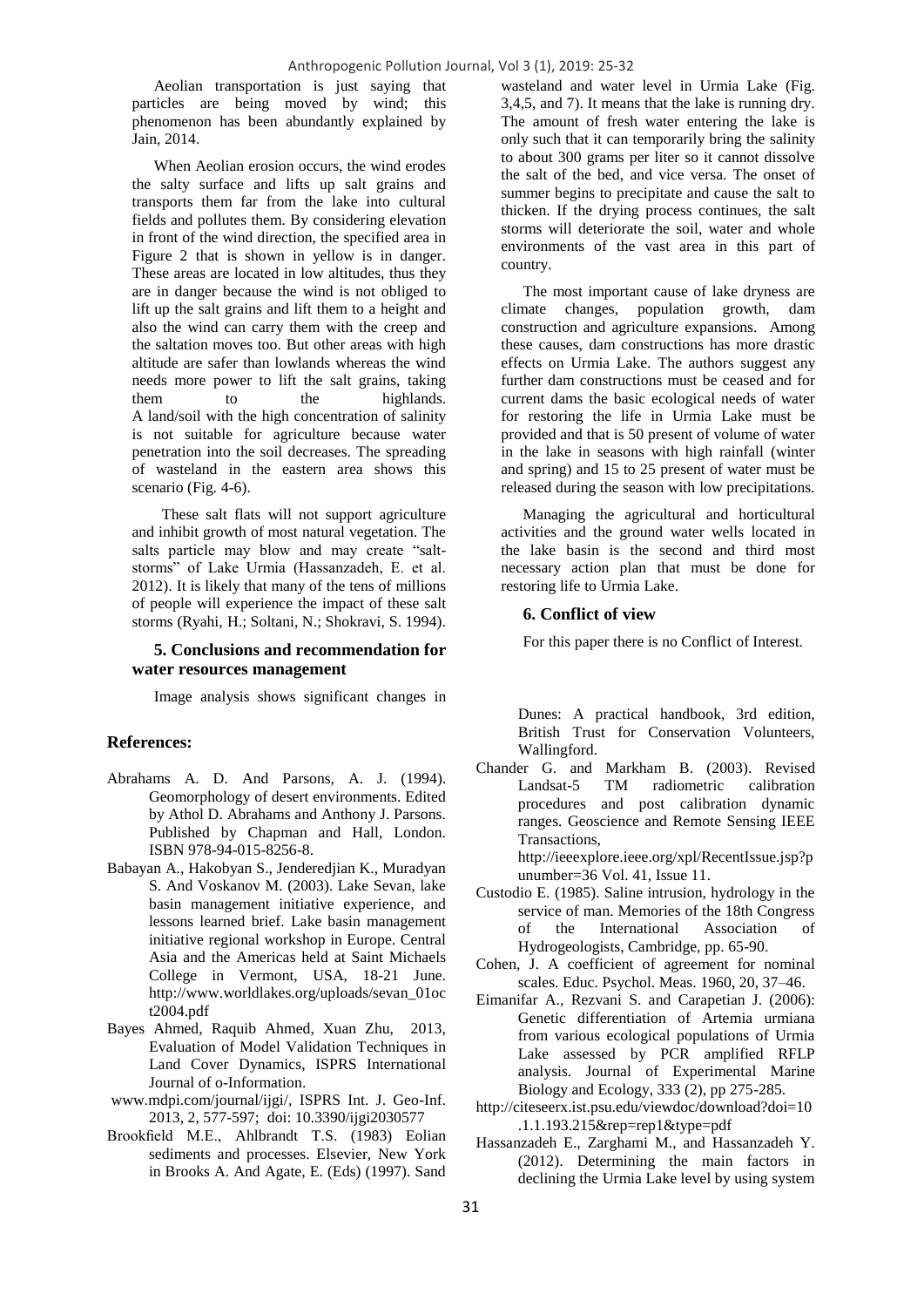Aeolian transportation is just saying that particles are being moved by wind; this phenomenon has been abundantly explained by Jain, 2014.

When Aeolian erosion occurs, the wind erodes the salty surface and lifts up salt grains and transports them far from the lake into cultural fields and pollutes them. By considering elevation in front of the wind direction, the specified area in Figure 2 that is shown in yellow is in danger. These areas are located in low altitudes, thus they are in danger because the wind is not obliged to lift up the salt grains and lift them to a height and also the wind can carry them with the creep and the saltation moves too. But other areas with high altitude are safer than lowlands whereas the wind needs more power to lift the salt grains, taking them to the highlands. A land/soil with the high concentration of salinity is not suitable for agriculture because water penetration into the soil decreases. The spreading of wasteland in the eastern area shows this scenario (Fig. 4-6).

These salt flats will not support agriculture and inhibit growth of most natural vegetation. The salts particle may blow and may create "salt-storms" of Lake Urmia (Hassanzadeh, E. et al. 2012). It is likely that many of the tens of millions of people will experience the impact of these salt storms (Ryahi, H.; Soltani, N.; Shokravi, S. 1994).

## 5. Conclusions and recommendation for water resources management

Image analysis shows significant changes in wasteland and water level in Urmia Lake (Fig. 3,4,5, and 7). It means that the lake is running dry. The amount of fresh water entering the lake is only such that it can temporarily bring the salinity to about 300 grams per liter so it cannot dissolve the salt of the bed, and vice versa. The onset of summer begins to precipitate and cause the salt to thicken. If the drying process continues, the salt storms will deteriorate the soil, water and whole environments of the vast area in this part of country.

The most important cause of lake dryness are climate changes, population growth, dam construction and agriculture expansions. Among these causes, dam constructions has more drastic effects on Urmia Lake. The authors suggest any further dam constructions must be ceased and for current dams the basic ecological needs of water for restoring the life in Urmia Lake must be provided and that is 50 present of volume of water in the lake in seasons with high rainfall (winter and spring) and 15 to 25 present of water must be released during the season with low precipitations.

Managing the agricultural and horticultural activities and the ground water wells located in the lake basin is the second and third most necessary action plan that must be done for restoring life to Urmia Lake.

## 6. Conflict of view

For this paper there is no Conflict of Interest.

## References:

Abrahams A. D. And Parsons, A. J. (1994). Geomorphology of desert environments. Edited by Athol D. Abrahams and Anthony J. Parsons. Published by Chapman and Hall, London. ISBN 978-94-015-8256-8.

Babayan A., Hakobyan S., Jenderedjian K., Muradyan S. And Voskanov M. (2003). Lake Sevan, lake basin management initiative experience, and lessons learned brief. Lake basin management initiative regional workshop in Europe. Central Asia and the Americas held at Saint Michaels College in Vermont, USA, 18-21 June. http://www.worldlakes.org/uploads/sevan_01oct2004.pdf

Bayes Ahmed, Raquib Ahmed, Xuan Zhu, 2013, Evaluation of Model Validation Techniques in Land Cover Dynamics, ISPRS International Journal of o-Information.

www.mdpi.com/journal/ijgi/, ISPRS Int. J. Geo-Inf. 2013, 2, 577-597; doi: 10.3390/ijgi2030577

Brookfield M.E., Ahlbrandt T.S. (1983) Eolian sediments and processes. Elsevier, New York in Brooks A. And Agate, E. (Eds) (1997). Sand Dunes: A practical handbook, 3rd edition, British Trust for Conservation Volunteers, Wallingford.

Chander G. and Markham B. (2003). Revised Landsat-5 TM radiometric calibration procedures and post calibration dynamic ranges. Geoscience and Remote Sensing IEEE Transactions, http://ieeexplore.ieee.org/xpl/RecentIssue.jsp?punumber=36 Vol. 41, Issue 11.

Custodio E. (1985). Saline intrusion, hydrology in the service of man. Memories of the 18th Congress of the International Association of Hydrogeologists, Cambridge, pp. 65-90.

Cohen, J. A coefficient of agreement for nominal scales. Educ. Psychol. Meas. 1960, 20, 37–46.

Eimanifar A., Rezvani S. and Carapetian J. (2006): Genetic differentiation of Artemia urmiana from various ecological populations of Urmia Lake assessed by PCR amplified RFLP analysis. Journal of Experimental Marine Biology and Ecology, 333 (2), pp 275-285.

http://citeseerx.ist.psu.edu/viewdoc/download?doi=10.1.1.193.215&rep=rep1&type=pdf

Hassanzadeh E., Zarghami M., and Hassanzadeh Y. (2012). Determining the main factors in declining the Urmia Lake level by using system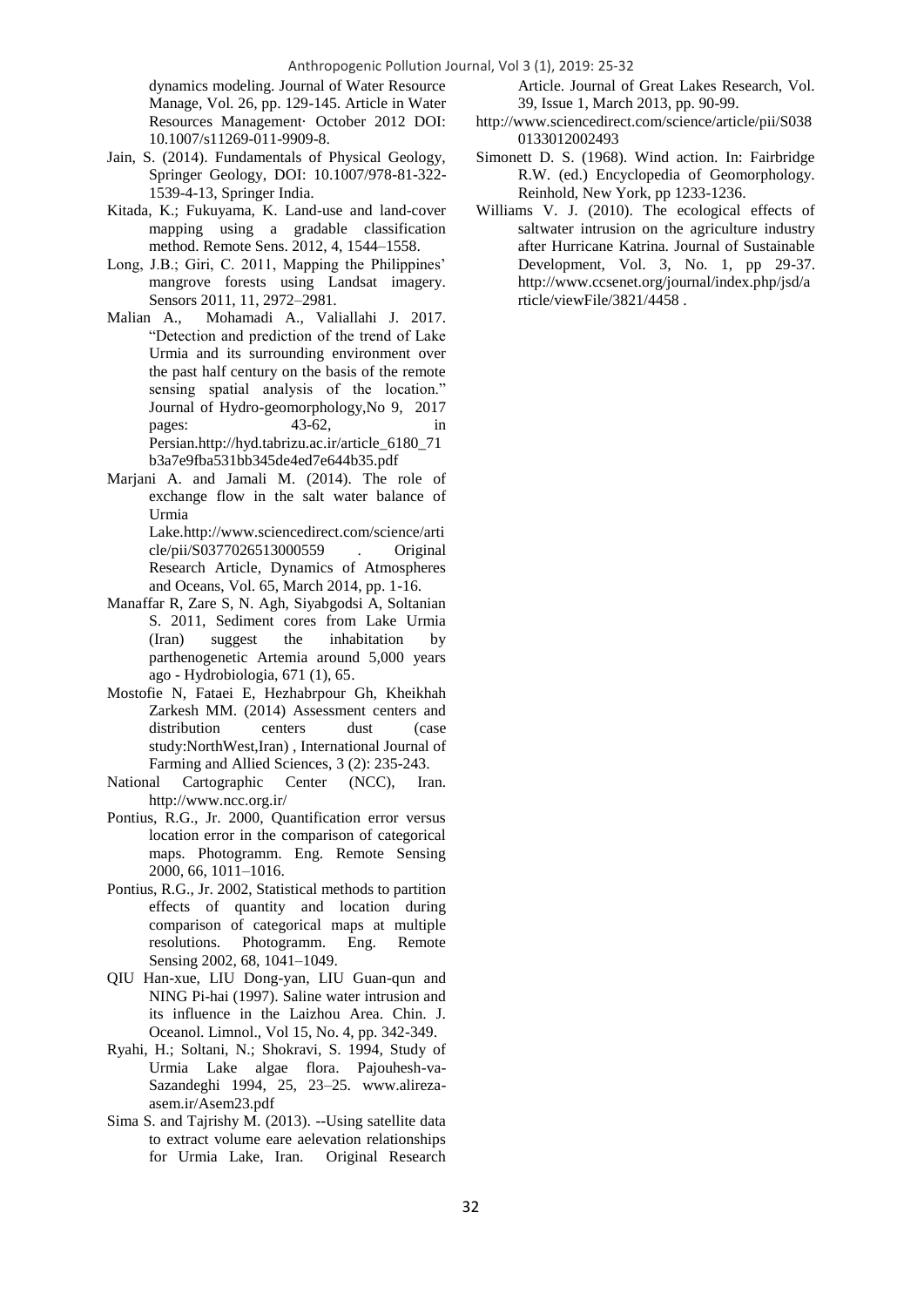dynamics modeling. Journal of Water Resource Manage, Vol. 26, pp. 129-145. Article in Water Resources Management· October 2012 DOI: 10.1007/s11269-011-9909-8.

Jain, S. (2014). Fundamentals of Physical Geology, Springer Geology, DOI: 10.1007/978-81-322-1539-4-13, Springer India.

Kitada, K.; Fukuyama, K. Land-use and land-cover mapping using a gradable classification method. Remote Sens. 2012, 4, 1544–1558.

Long, J.B.; Giri, C. 2011, Mapping the Philippines' mangrove forests using Landsat imagery. Sensors 2011, 11, 2972–2981.

Malian A., Mohamadi A., Valiallahi J. 2017. "Detection and prediction of the trend of Lake Urmia and its surrounding environment over the past half century on the basis of the remote sensing spatial analysis of the location." Journal of Hydro-geomorphology,No 9, 2017 pages: 43-62, in Persian.http://hyd.tabrizu.ac.ir/article_6180_71b3a7e9fba531bb345de4ed7e644b35.pdf

Marjani A. and Jamali M. (2014). The role of exchange flow in the salt water balance of Urmia Lake.http://www.sciencedirect.com/science/article/pii/S0377026513000559 . Original Research Article, Dynamics of Atmospheres and Oceans, Vol. 65, March 2014, pp. 1-16.

Manaffar R, Zare S, N. Agh, Siyabgodsi A, Soltanian S. 2011, Sediment cores from Lake Urmia (Iran) suggest the inhabitation by parthenogenetic Artemia around 5,000 years ago - Hydrobiologia, 671 (1), 65.

Mostofie N, Fataei E, Hezhabrpour Gh, Kheikhah Zarkesh MM. (2014) Assessment centers and distribution centers dust (case study:NorthWest,Iran) , International Journal of Farming and Allied Sciences, 3 (2): 235-243.

National Cartographic Center (NCC), Iran. http://www.ncc.org.ir/

Pontius, R.G., Jr. 2000, Quantification error versus location error in the comparison of categorical maps. Photogramm. Eng. Remote Sensing 2000, 66, 1011–1016.

Pontius, R.G., Jr. 2002, Statistical methods to partition effects of quantity and location during comparison of categorical maps at multiple resolutions. Photogramm. Eng. Remote Sensing 2002, 68, 1041–1049.

QIU Han-xue, LIU Dong-yan, LIU Guan-qun and NING Pi-hai (1997). Saline water intrusion and its influence in the Laizhou Area. Chin. J. Oceanol. Limnol., Vol 15, No. 4, pp. 342-349.

Ryahi, H.; Soltani, N.; Shokravi, S. 1994, Study of Urmia Lake algae flora. Pajouhesh-va-Sazandeghi 1994, 25, 23–25. www.alireza-asem.ir/Asem23.pdf

Sima S. and Tajrishy M. (2013). --Using satellite data to extract volume eare aelevation relationships for Urmia Lake, Iran. Original Research Article. Journal of Great Lakes Research, Vol. 39, Issue 1, March 2013, pp. 90-99. http://www.sciencedirect.com/science/article/pii/S0380133012002493

Simonett D. S. (1968). Wind action. In: Fairbridge R.W. (ed.) Encyclopedia of Geomorphology. Reinhold, New York, pp 1233-1236.

Williams V. J. (2010). The ecological effects of saltwater intrusion on the agriculture industry after Hurricane Katrina. Journal of Sustainable Development, Vol. 3, No. 1, pp 29-37. http://www.ccsenet.org/journal/index.php/jsd/article/viewFile/3821/4458 .